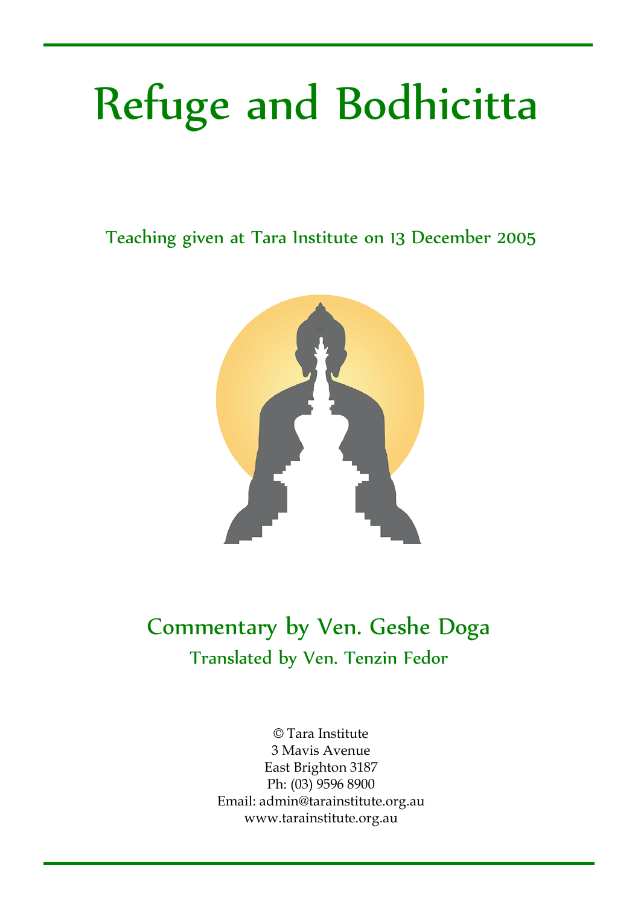# Refuge and Bodhicitta

Teaching given at Tara Institute on 13 December 2005

## Commentary by Ven. Geshe Doga

Translated by Ven. Tenzin Fedor

© Tara Institute
3 Mavis Avenue
East Brighton 3187
Ph: (03) 9596 8900
Email: admin@tarainstitute.org.au
www.tarainstitute.org.au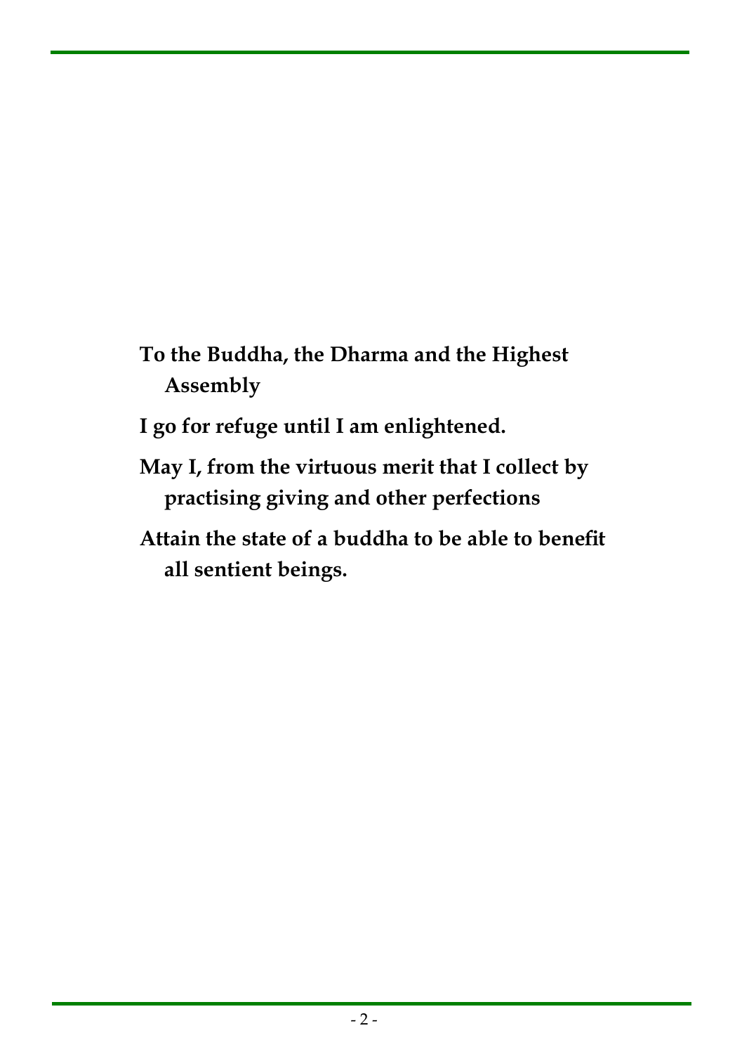**To the Buddha, the Dharma and the Highest Assembly**

**I go for refuge until I am enlightened.**

**May I, from the virtuous merit that I collect by practising giving and other perfections**

**Attain the state of a buddha to be able to benefit all sentient beings.**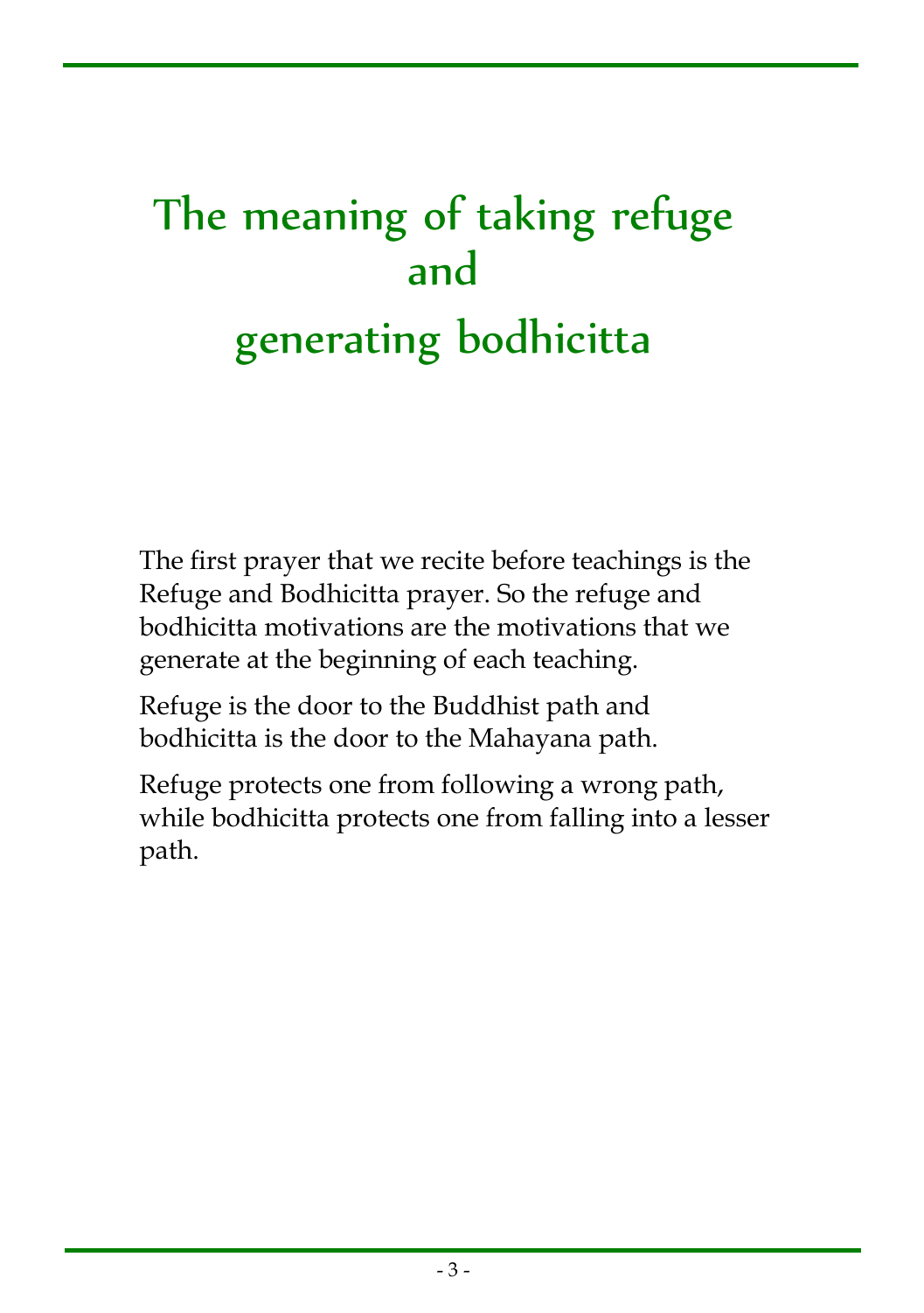# The meaning of taking refuge and generating bodhicitta

The first prayer that we recite before teachings is the Refuge and Bodhicitta prayer. So the refuge and bodhicitta motivations are the motivations that we generate at the beginning of each teaching.

Refuge is the door to the Buddhist path and bodhicitta is the door to the Mahayana path.

Refuge protects one from following a wrong path, while bodhicitta protects one from falling into a lesser path.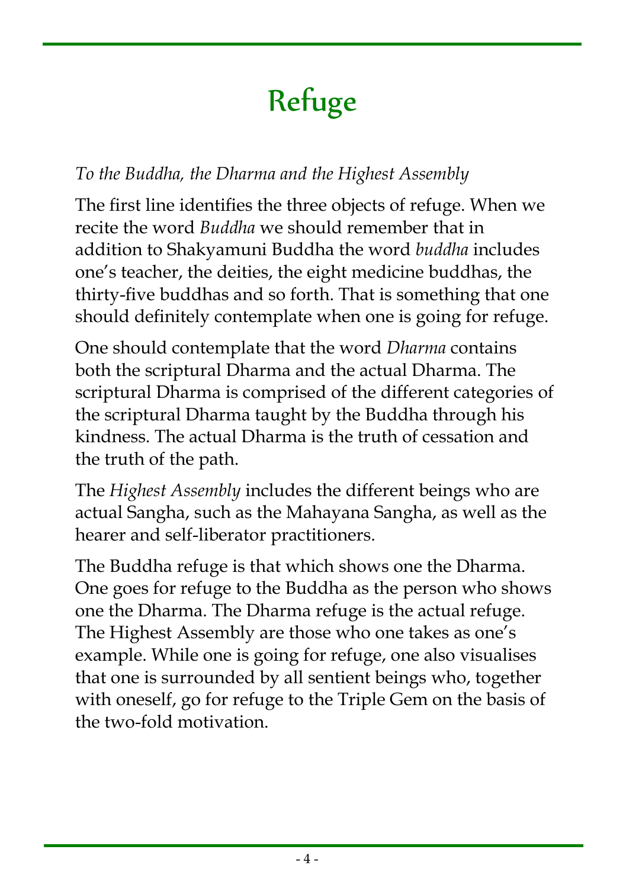# Refuge

*To the Buddha, the Dharma and the Highest Assembly*

The first line identifies the three objects of refuge. When we recite the word *Buddha* we should remember that in addition to Shakyamuni Buddha the word *buddha* includes one's teacher, the deities, the eight medicine buddhas, the thirty-five buddhas and so forth. That is something that one should definitely contemplate when one is going for refuge.

One should contemplate that the word *Dharma* contains both the scriptural Dharma and the actual Dharma. The scriptural Dharma is comprised of the different categories of the scriptural Dharma taught by the Buddha through his kindness. The actual Dharma is the truth of cessation and the truth of the path.

The *Highest Assembly* includes the different beings who are actual Sangha, such as the Mahayana Sangha, as well as the hearer and self-liberator practitioners.

The Buddha refuge is that which shows one the Dharma. One goes for refuge to the Buddha as the person who shows one the Dharma. The Dharma refuge is the actual refuge. The Highest Assembly are those who one takes as one's example. While one is going for refuge, one also visualises that one is surrounded by all sentient beings who, together with oneself, go for refuge to the Triple Gem on the basis of the two-fold motivation.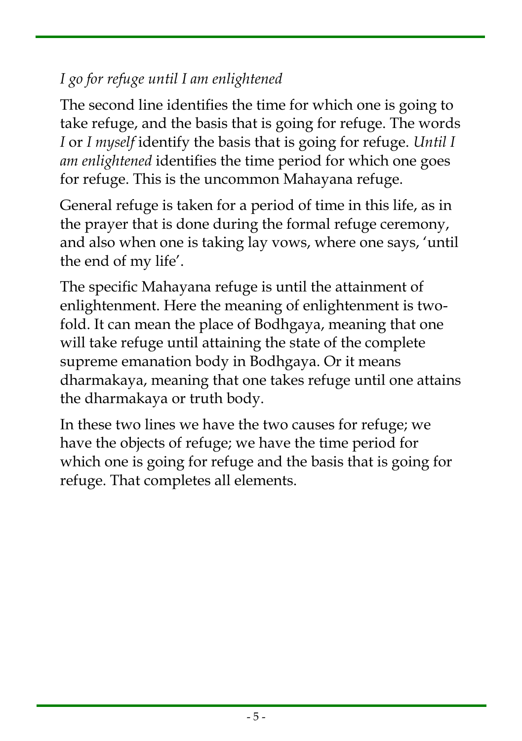*I go for refuge until I am enlightened*

The second line identifies the time for which one is going to take refuge, and the basis that is going for refuge. The words *I* or *I myself* identify the basis that is going for refuge. *Until I am enlightened* identifies the time period for which one goes for refuge. This is the uncommon Mahayana refuge.

General refuge is taken for a period of time in this life, as in the prayer that is done during the formal refuge ceremony, and also when one is taking lay vows, where one says, 'until the end of my life'.

The specific Mahayana refuge is until the attainment of enlightenment. Here the meaning of enlightenment is two-fold. It can mean the place of Bodhgaya, meaning that one will take refuge until attaining the state of the complete supreme emanation body in Bodhgaya. Or it means dharmakaya, meaning that one takes refuge until one attains the dharmakaya or truth body.

In these two lines we have the two causes for refuge; we have the objects of refuge; we have the time period for which one is going for refuge and the basis that is going for refuge. That completes all elements.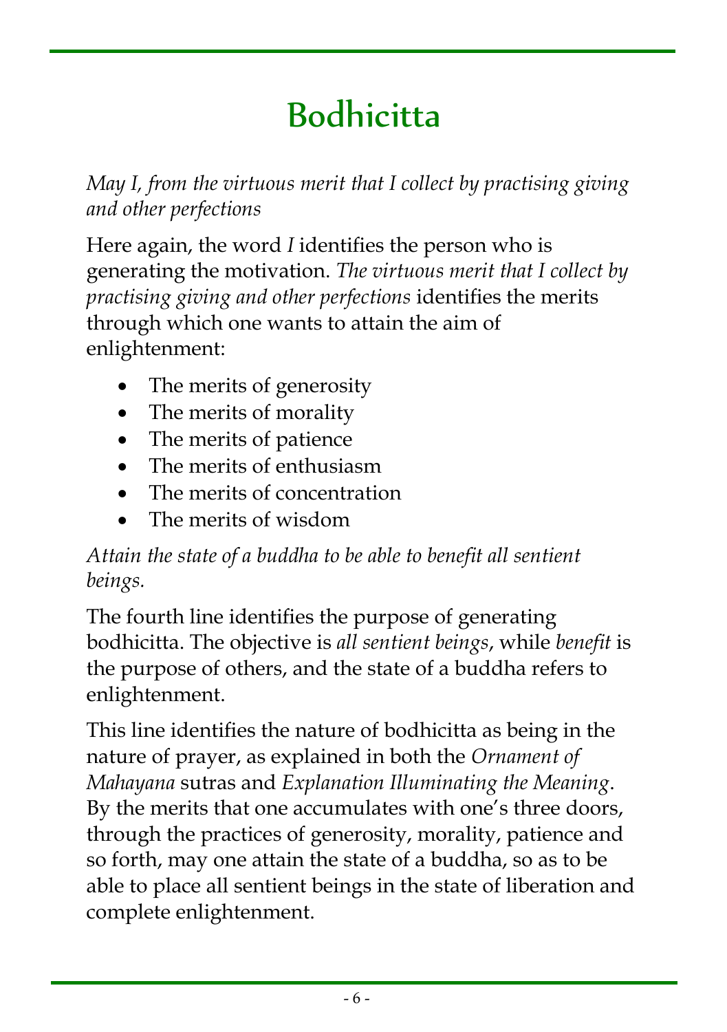# Bodhicitta

*May I, from the virtuous merit that I collect by practising giving and other perfections*

Here again, the word *I* identifies the person who is generating the motivation. *The virtuous merit that I collect by practising giving and other perfections* identifies the merits through which one wants to attain the aim of enlightenment:

- The merits of generosity
- The merits of morality
- The merits of patience
- The merits of enthusiasm
- The merits of concentration
- The merits of wisdom

*Attain the state of a buddha to be able to benefit all sentient beings.*

The fourth line identifies the purpose of generating bodhicitta. The objective is *all sentient beings*, while *benefit* is the purpose of others, and the state of a buddha refers to enlightenment.

This line identifies the nature of bodhicitta as being in the nature of prayer, as explained in both the *Ornament of Mahayana* sutras and *Explanation Illuminating the Meaning*. By the merits that one accumulates with one's three doors, through the practices of generosity, morality, patience and so forth, may one attain the state of a buddha, so as to be able to place all sentient beings in the state of liberation and complete enlightenment.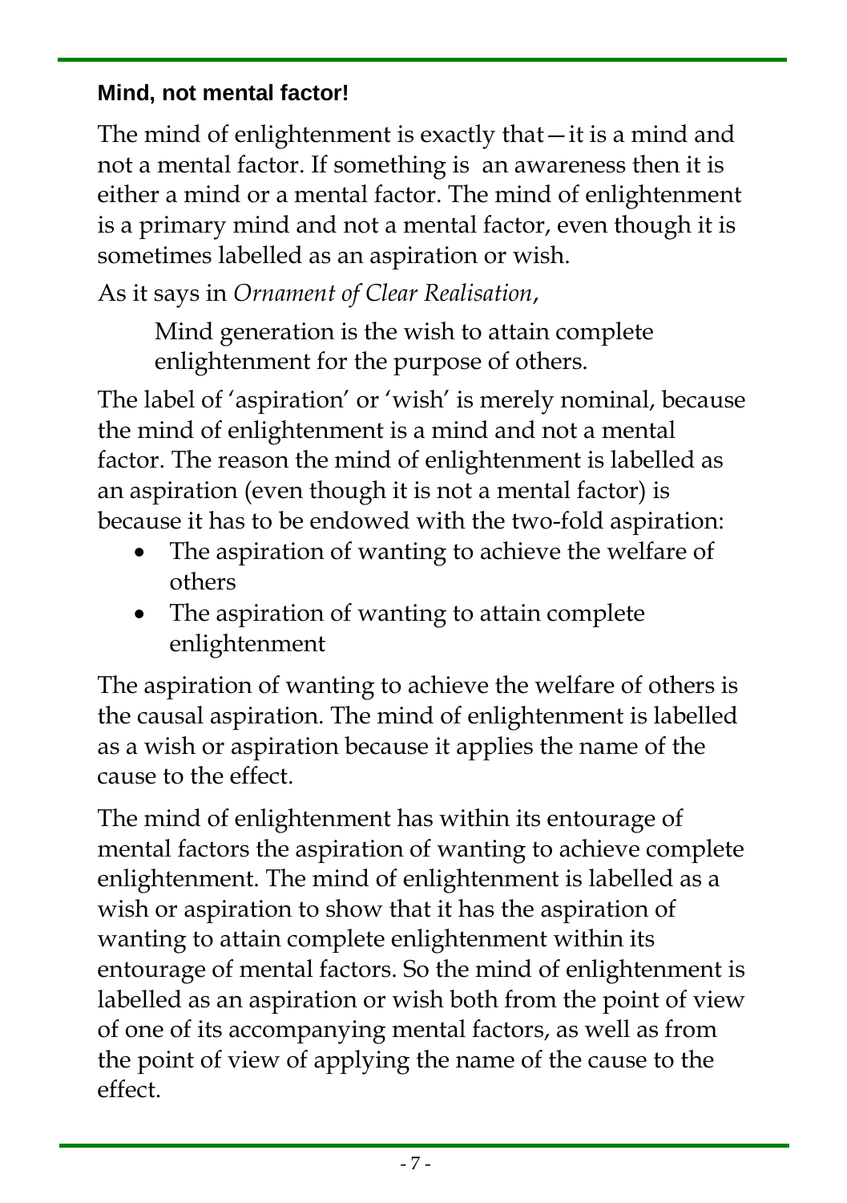### Mind, not mental factor!

The mind of enlightenment is exactly that—it is a mind and not a mental factor. If something is an awareness then it is either a mind or a mental factor. The mind of enlightenment is a primary mind and not a mental factor, even though it is sometimes labelled as an aspiration or wish.

As it says in *Ornament of Clear Realisation*,

> Mind generation is the wish to attain complete enlightenment for the purpose of others.

The label of 'aspiration' or 'wish' is merely nominal, because the mind of enlightenment is a mind and not a mental factor. The reason the mind of enlightenment is labelled as an aspiration (even though it is not a mental factor) is because it has to be endowed with the two-fold aspiration:

- The aspiration of wanting to achieve the welfare of others
- The aspiration of wanting to attain complete enlightenment

The aspiration of wanting to achieve the welfare of others is the causal aspiration. The mind of enlightenment is labelled as a wish or aspiration because it applies the name of the cause to the effect.

The mind of enlightenment has within its entourage of mental factors the aspiration of wanting to achieve complete enlightenment. The mind of enlightenment is labelled as a wish or aspiration to show that it has the aspiration of wanting to attain complete enlightenment within its entourage of mental factors. So the mind of enlightenment is labelled as an aspiration or wish both from the point of view of one of its accompanying mental factors, as well as from the point of view of applying the name of the cause to the effect.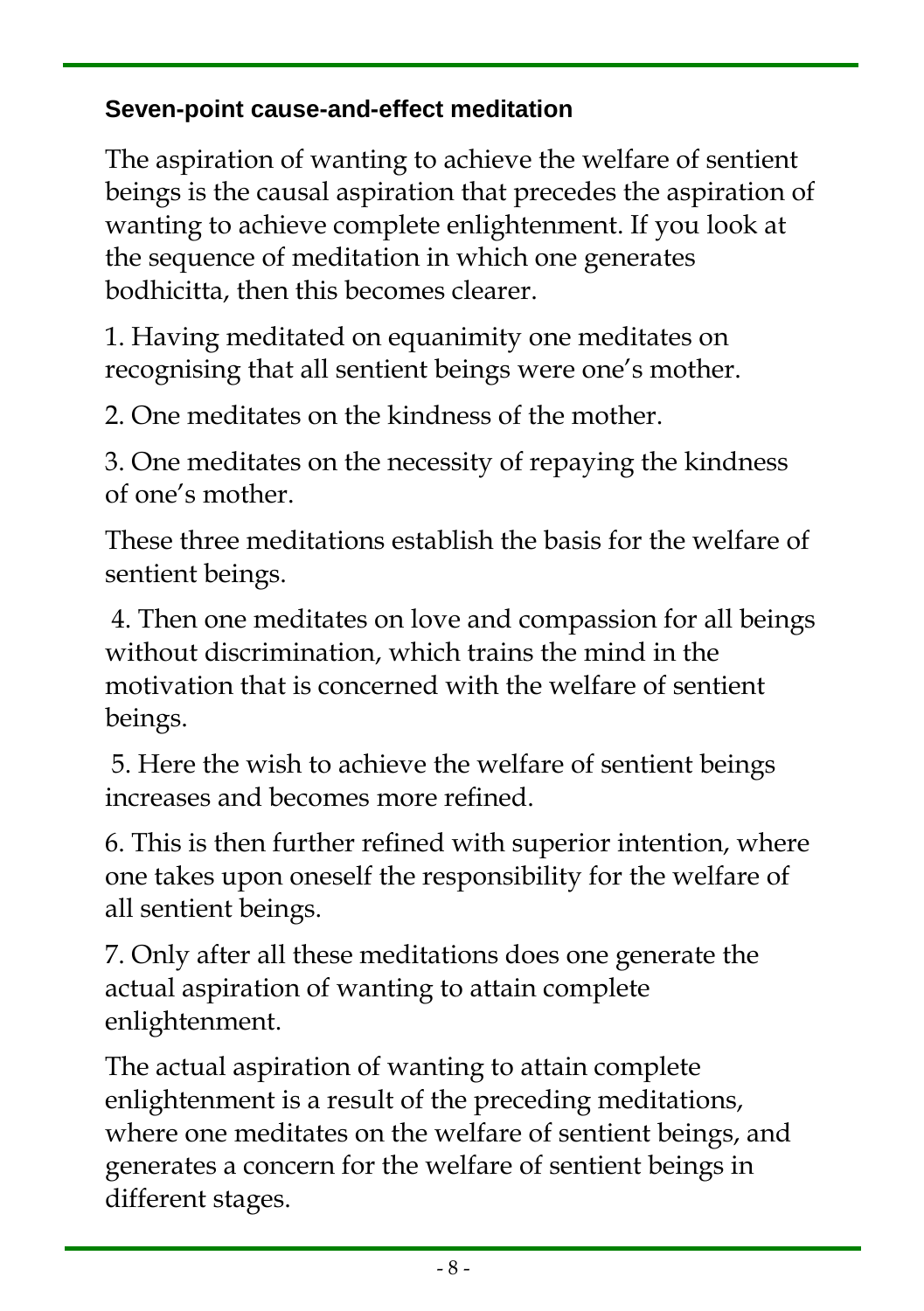### Seven-point cause-and-effect meditation

The aspiration of wanting to achieve the welfare of sentient beings is the causal aspiration that precedes the aspiration of wanting to achieve complete enlightenment. If you look at the sequence of meditation in which one generates bodhicitta, then this becomes clearer.

1. Having meditated on equanimity one meditates on recognising that all sentient beings were one's mother.

2. One meditates on the kindness of the mother.

3. One meditates on the necessity of repaying the kindness of one's mother.

These three meditations establish the basis for the welfare of sentient beings.

4. Then one meditates on love and compassion for all beings without discrimination, which trains the mind in the motivation that is concerned with the welfare of sentient beings.

5. Here the wish to achieve the welfare of sentient beings increases and becomes more refined.

6. This is then further refined with superior intention, where one takes upon oneself the responsibility for the welfare of all sentient beings.

7. Only after all these meditations does one generate the actual aspiration of wanting to attain complete enlightenment.

The actual aspiration of wanting to attain complete enlightenment is a result of the preceding meditations, where one meditates on the welfare of sentient beings, and generates a concern for the welfare of sentient beings in different stages.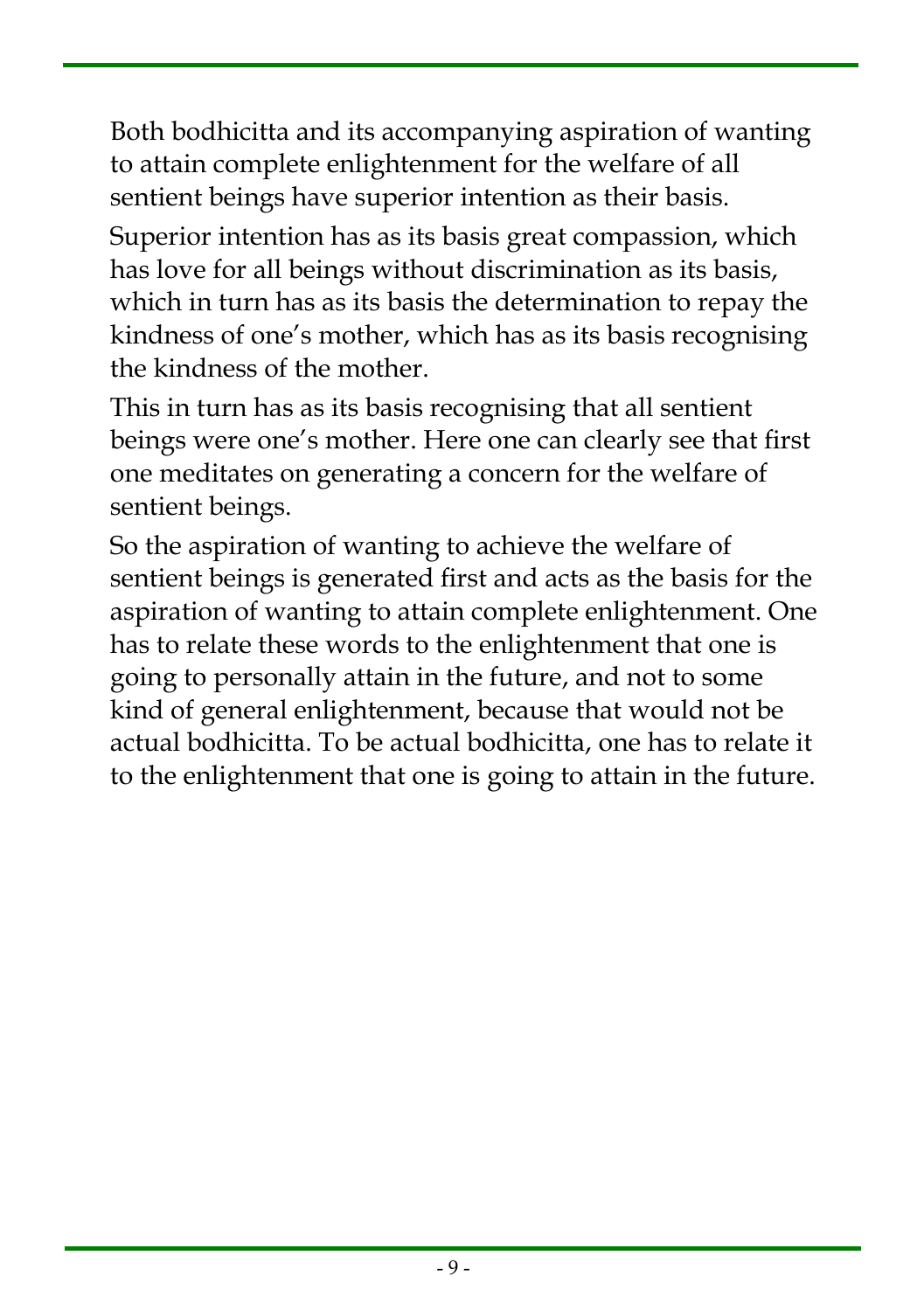Both bodhicitta and its accompanying aspiration of wanting to attain complete enlightenment for the welfare of all sentient beings have superior intention as their basis.

Superior intention has as its basis great compassion, which has love for all beings without discrimination as its basis, which in turn has as its basis the determination to repay the kindness of one's mother, which has as its basis recognising the kindness of the mother.

This in turn has as its basis recognising that all sentient beings were one's mother. Here one can clearly see that first one meditates on generating a concern for the welfare of sentient beings.

So the aspiration of wanting to achieve the welfare of sentient beings is generated first and acts as the basis for the aspiration of wanting to attain complete enlightenment. One has to relate these words to the enlightenment that one is going to personally attain in the future, and not to some kind of general enlightenment, because that would not be actual bodhicitta. To be actual bodhicitta, one has to relate it to the enlightenment that one is going to attain in the future.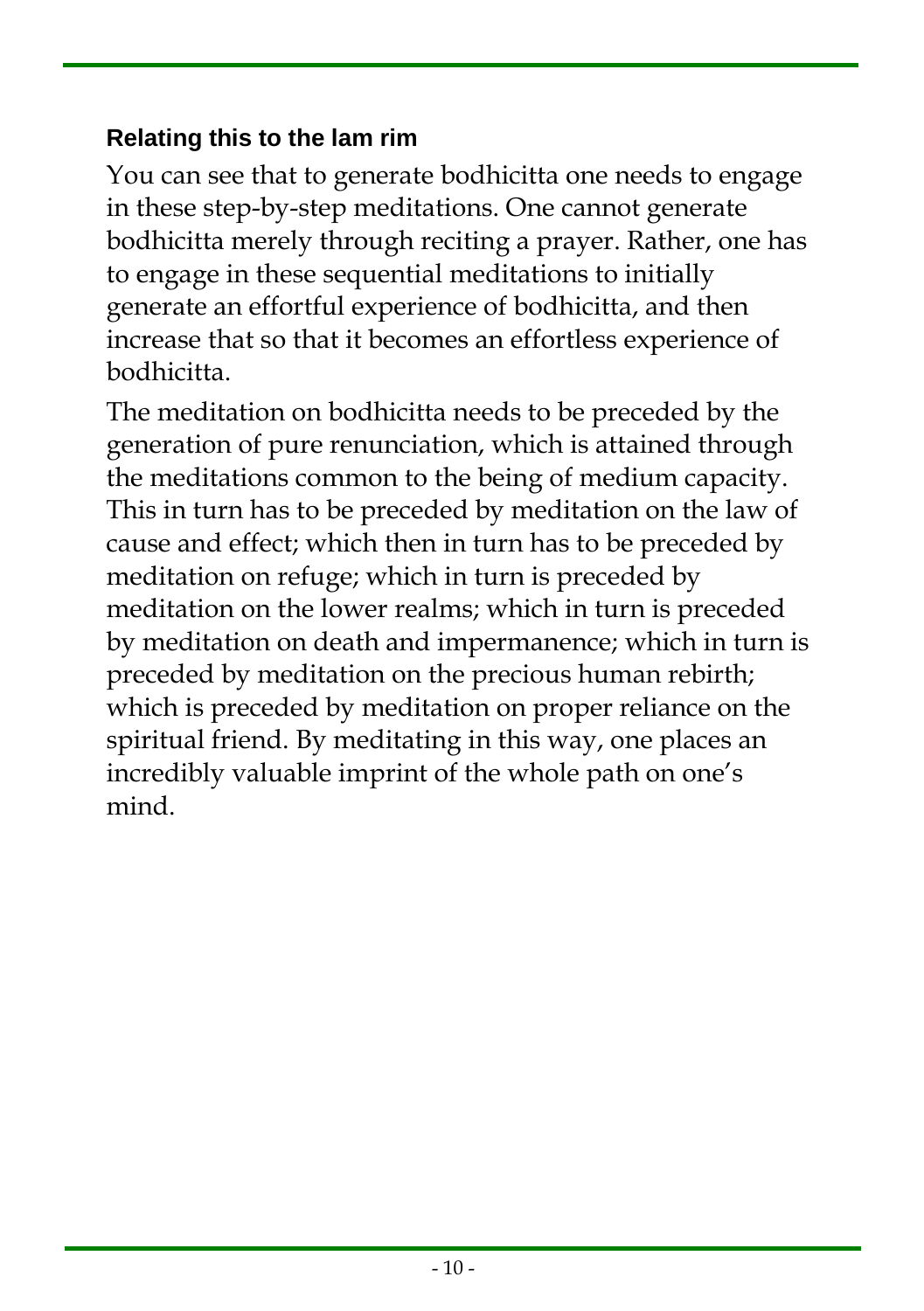### Relating this to the lam rim

You can see that to generate bodhicitta one needs to engage in these step-by-step meditations. One cannot generate bodhicitta merely through reciting a prayer. Rather, one has to engage in these sequential meditations to initially generate an effortful experience of bodhicitta, and then increase that so that it becomes an effortless experience of bodhicitta.

The meditation on bodhicitta needs to be preceded by the generation of pure renunciation, which is attained through the meditations common to the being of medium capacity. This in turn has to be preceded by meditation on the law of cause and effect; which then in turn has to be preceded by meditation on refuge; which in turn is preceded by meditation on the lower realms; which in turn is preceded by meditation on death and impermanence; which in turn is preceded by meditation on the precious human rebirth; which is preceded by meditation on proper reliance on the spiritual friend. By meditating in this way, one places an incredibly valuable imprint of the whole path on one's mind.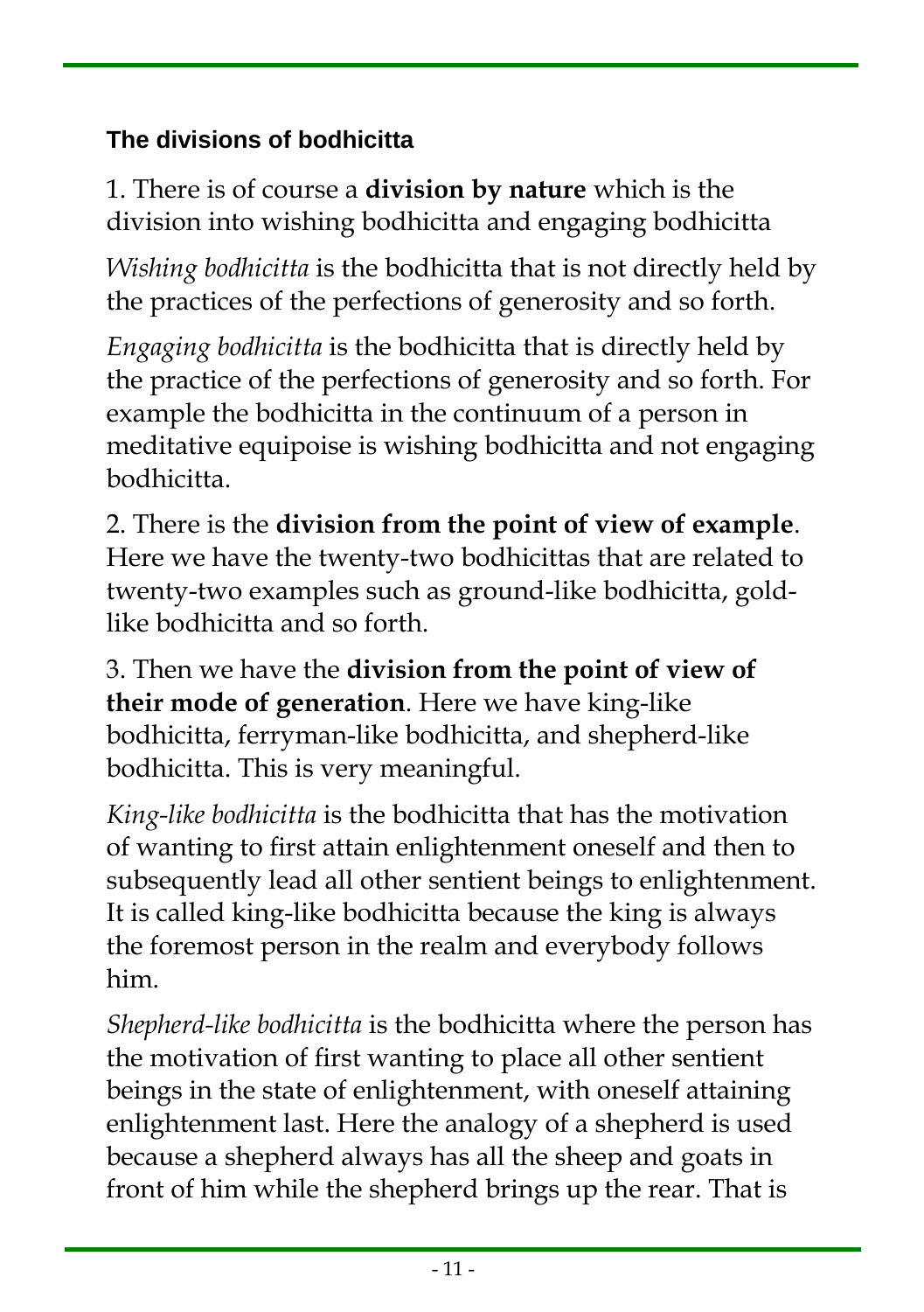### The divisions of bodhicitta

1. There is of course a **division by nature** which is the division into wishing bodhicitta and engaging bodhicitta

*Wishing bodhicitta* is the bodhicitta that is not directly held by the practices of the perfections of generosity and so forth.

*Engaging bodhicitta* is the bodhicitta that is directly held by the practice of the perfections of generosity and so forth. For example the bodhicitta in the continuum of a person in meditative equipoise is wishing bodhicitta and not engaging bodhicitta.

2. There is the **division from the point of view of example**. Here we have the twenty-two bodhicittas that are related to twenty-two examples such as ground-like bodhicitta, gold-like bodhicitta and so forth.

3. Then we have the **division from the point of view of their mode of generation**. Here we have king-like bodhicitta, ferryman-like bodhicitta, and shepherd-like bodhicitta. This is very meaningful.

*King-like bodhicitta* is the bodhicitta that has the motivation of wanting to first attain enlightenment oneself and then to subsequently lead all other sentient beings to enlightenment. It is called king-like bodhicitta because the king is always the foremost person in the realm and everybody follows him.

*Shepherd-like bodhicitta* is the bodhicitta where the person has the motivation of first wanting to place all other sentient beings in the state of enlightenment, with oneself attaining enlightenment last. Here the analogy of a shepherd is used because a shepherd always has all the sheep and goats in front of him while the shepherd brings up the rear. That is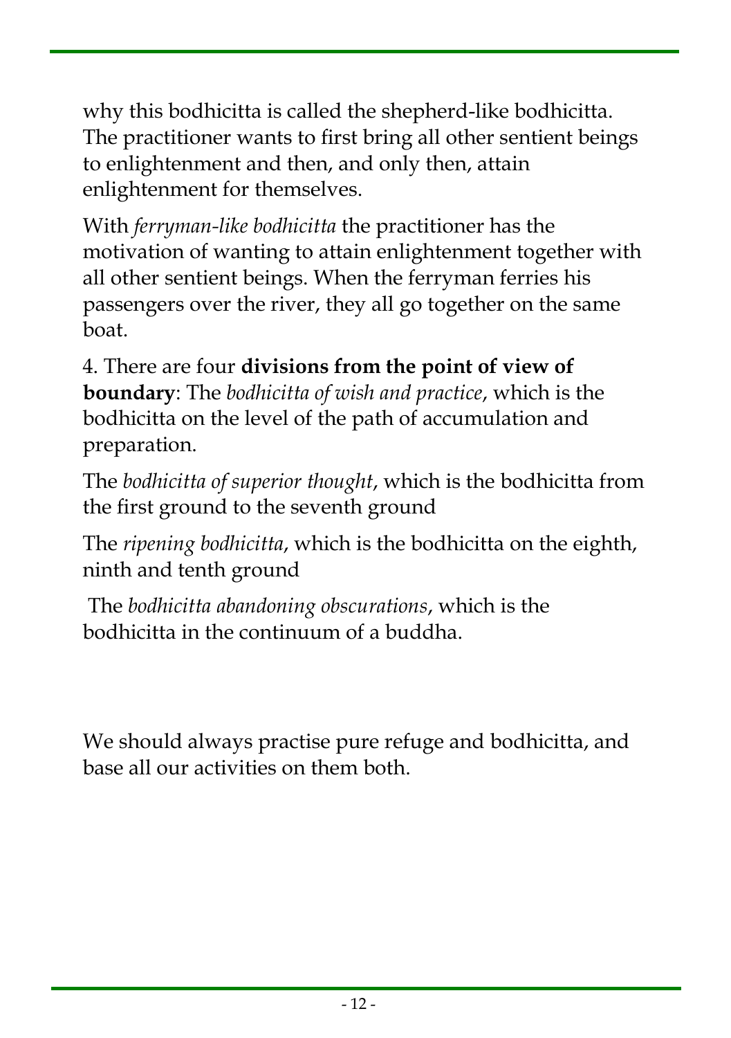why this bodhicitta is called the shepherd-like bodhicitta. The practitioner wants to first bring all other sentient beings to enlightenment and then, and only then, attain enlightenment for themselves.

With *ferryman-like bodhicitta* the practitioner has the motivation of wanting to attain enlightenment together with all other sentient beings. When the ferryman ferries his passengers over the river, they all go together on the same boat.

4. There are four **divisions from the point of view of boundary**: The *bodhicitta of wish and practice*, which is the bodhicitta on the level of the path of accumulation and preparation.

The *bodhicitta of superior thought*, which is the bodhicitta from the first ground to the seventh ground

The *ripening bodhicitta*, which is the bodhicitta on the eighth, ninth and tenth ground

The *bodhicitta abandoning obscurations*, which is the bodhicitta in the continuum of a buddha.

We should always practise pure refuge and bodhicitta, and base all our activities on them both.